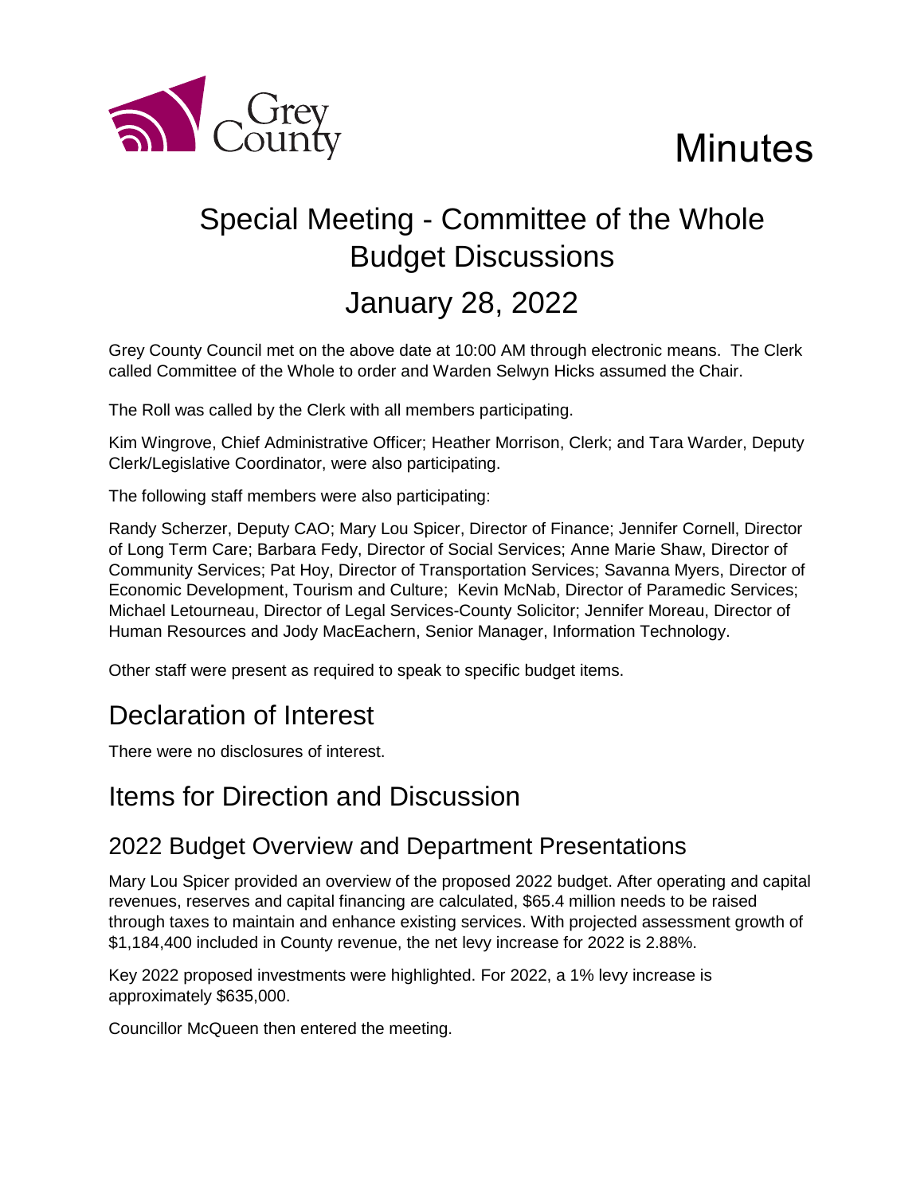Minutes

# Special Meeting - Committee of the Whole Budget Discussions

# January 28, 2022

Grey County Council met on the above date at 10:00 AM through electronic means. The Clerk called Committee of the Whole to order and Warden Selwyn Hicks assumed the Chair.

The Roll was called by the Clerk with all members participating.

Kim Wingrove, Chief Administrative Officer; Heather Morrison, Clerk; and Tara Warder, Deputy Clerk/Legislative Coordinator, were also participating.

The following staff members were also participating:

Randy Scherzer, Deputy CAO; Mary Lou Spicer, Director of Finance; Jennifer Cornell, Director of Long Term Care; Barbara Fedy, Director of Social Services; Anne Marie Shaw, Director of Community Services; Pat Hoy, Director of Transportation Services; Savanna Myers, Director of Economic Development, Tourism and Culture; Kevin McNab, Director of Paramedic Services; Michael Letourneau, Director of Legal Services-County Solicitor; Jennifer Moreau, Director of Human Resources and Jody MacEachern, Senior Manager, Information Technology.

Other staff were present as required to speak to specific budget items.

## Declaration of Interest

There were no disclosures of interest.

## Items for Direction and Discussion

### 2022 Budget Overview and Department Presentations

Mary Lou Spicer provided an overview of the proposed 2022 budget. After operating and capital revenues, reserves and capital financing are calculated, $65.4 million needs to be raised through taxes to maintain and enhance existing services. With projected assessment growth of $1,184,400 included in County revenue, the net levy increase for 2022 is 2.88%.

Key 2022 proposed investments were highlighted. For 2022, a 1% levy increase is approximately $635,000.

Councillor McQueen then entered the meeting.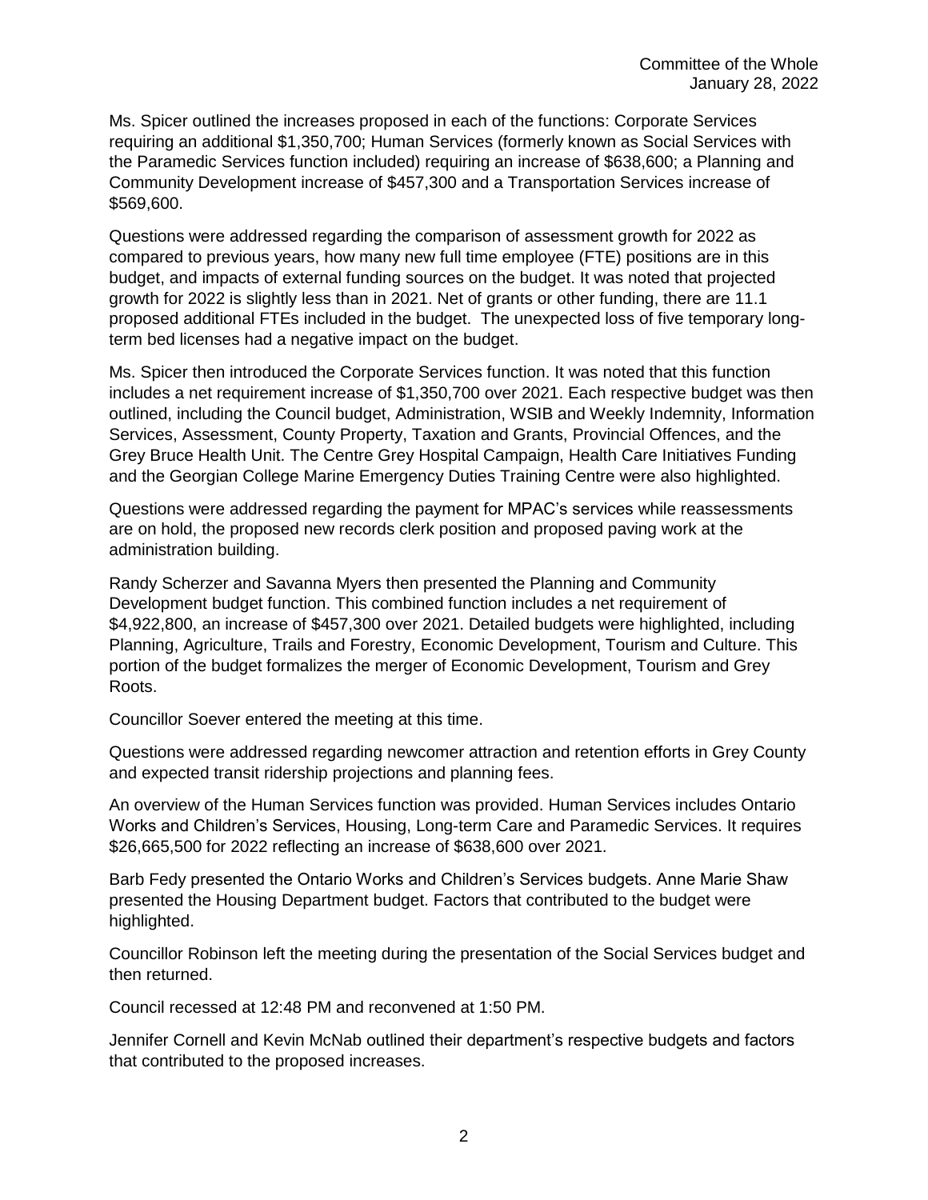Ms. Spicer outlined the increases proposed in each of the functions: Corporate Services requiring an additional $1,350,700; Human Services (formerly known as Social Services with the Paramedic Services function included) requiring an increase of $638,600; a Planning and Community Development increase of $457,300 and a Transportation Services increase of $569,600.

Questions were addressed regarding the comparison of assessment growth for 2022 as compared to previous years, how many new full time employee (FTE) positions are in this budget, and impacts of external funding sources on the budget. It was noted that projected growth for 2022 is slightly less than in 2021. Net of grants or other funding, there are 11.1 proposed additional FTEs included in the budget. The unexpected loss of five temporary long-term bed licenses had a negative impact on the budget.

Ms. Spicer then introduced the Corporate Services function. It was noted that this function includes a net requirement increase of $1,350,700 over 2021. Each respective budget was then outlined, including the Council budget, Administration, WSIB and Weekly Indemnity, Information Services, Assessment, County Property, Taxation and Grants, Provincial Offences, and the Grey Bruce Health Unit. The Centre Grey Hospital Campaign, Health Care Initiatives Funding and the Georgian College Marine Emergency Duties Training Centre were also highlighted.

Questions were addressed regarding the payment for MPAC's services while reassessments are on hold, the proposed new records clerk position and proposed paving work at the administration building.

Randy Scherzer and Savanna Myers then presented the Planning and Community Development budget function. This combined function includes a net requirement of $4,922,800, an increase of $457,300 over 2021. Detailed budgets were highlighted, including Planning, Agriculture, Trails and Forestry, Economic Development, Tourism and Culture. This portion of the budget formalizes the merger of Economic Development, Tourism and Grey Roots.

Councillor Soever entered the meeting at this time.

Questions were addressed regarding newcomer attraction and retention efforts in Grey County and expected transit ridership projections and planning fees.

An overview of the Human Services function was provided. Human Services includes Ontario Works and Children's Services, Housing, Long-term Care and Paramedic Services. It requires $26,665,500 for 2022 reflecting an increase of $638,600 over 2021.

Barb Fedy presented the Ontario Works and Children's Services budgets. Anne Marie Shaw presented the Housing Department budget. Factors that contributed to the budget were highlighted.

Councillor Robinson left the meeting during the presentation of the Social Services budget and then returned.

Council recessed at 12:48 PM and reconvened at 1:50 PM.

Jennifer Cornell and Kevin McNab outlined their department's respective budgets and factors that contributed to the proposed increases.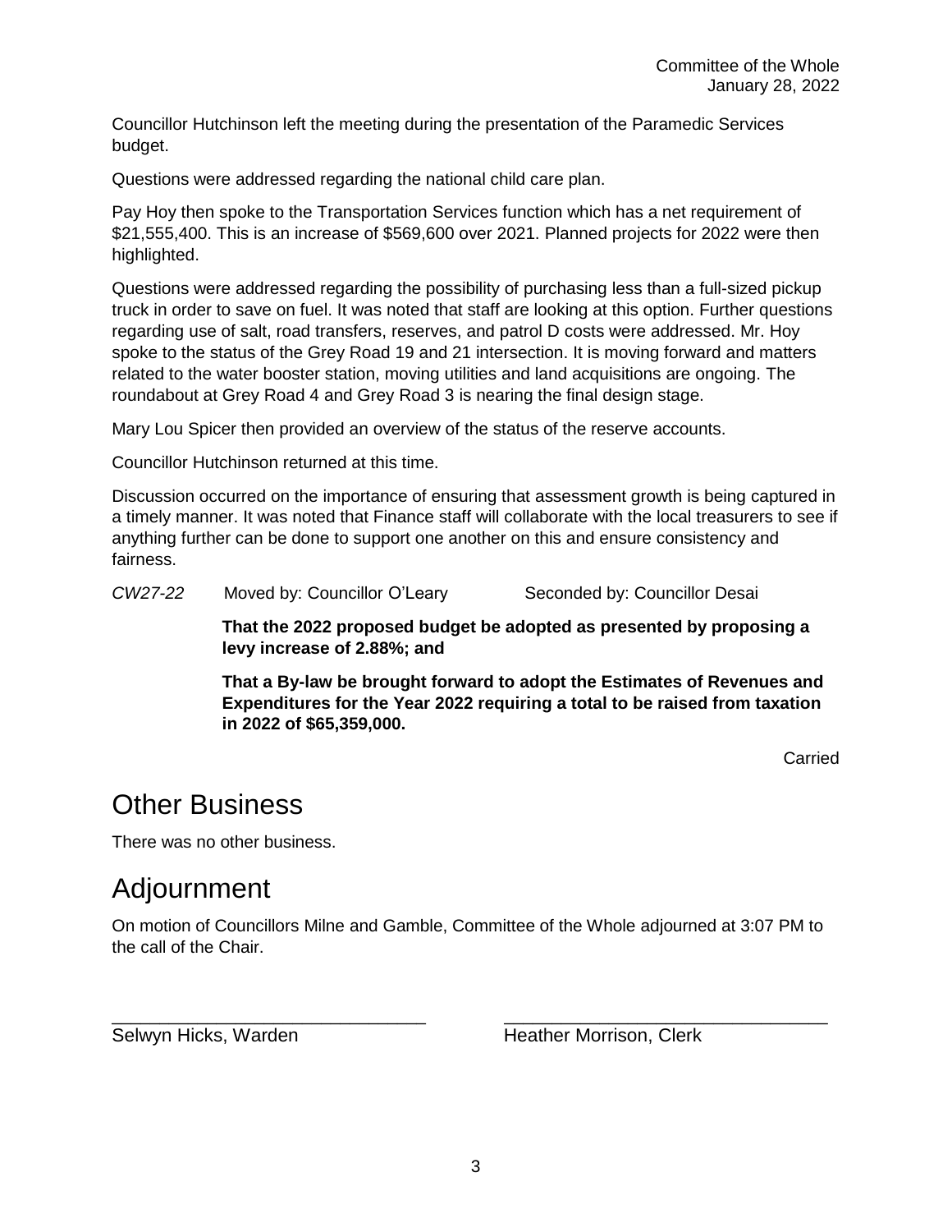Councillor Hutchinson left the meeting during the presentation of the Paramedic Services budget.

Questions were addressed regarding the national child care plan.

Pay Hoy then spoke to the Transportation Services function which has a net requirement of $21,555,400. This is an increase of $569,600 over 2021. Planned projects for 2022 were then highlighted.

Questions were addressed regarding the possibility of purchasing less than a full-sized pickup truck in order to save on fuel. It was noted that staff are looking at this option. Further questions regarding use of salt, road transfers, reserves, and patrol D costs were addressed. Mr. Hoy spoke to the status of the Grey Road 19 and 21 intersection. It is moving forward and matters related to the water booster station, moving utilities and land acquisitions are ongoing. The roundabout at Grey Road 4 and Grey Road 3 is nearing the final design stage.

Mary Lou Spicer then provided an overview of the status of the reserve accounts.

Councillor Hutchinson returned at this time.

Discussion occurred on the importance of ensuring that assessment growth is being captured in a timely manner. It was noted that Finance staff will collaborate with the local treasurers to see if anything further can be done to support one another on this and ensure consistency and fairness.

*CW27-22* Moved by: Councillor O'Leary Seconded by: Councillor Desai

**That the 2022 proposed budget be adopted as presented by proposing a levy increase of 2.88%; and**

**That a By-law be brought forward to adopt the Estimates of Revenues and Expenditures for the Year 2022 requiring a total to be raised from taxation in 2022 of $65,359,000.**

Carried

# Other Business

There was no other business.

# Adjournment

On motion of Councillors Milne and Gamble, Committee of the Whole adjourned at 3:07 PM to the call of the Chair.

Selwyn Hicks, Warden

Heather Morrison, Clerk